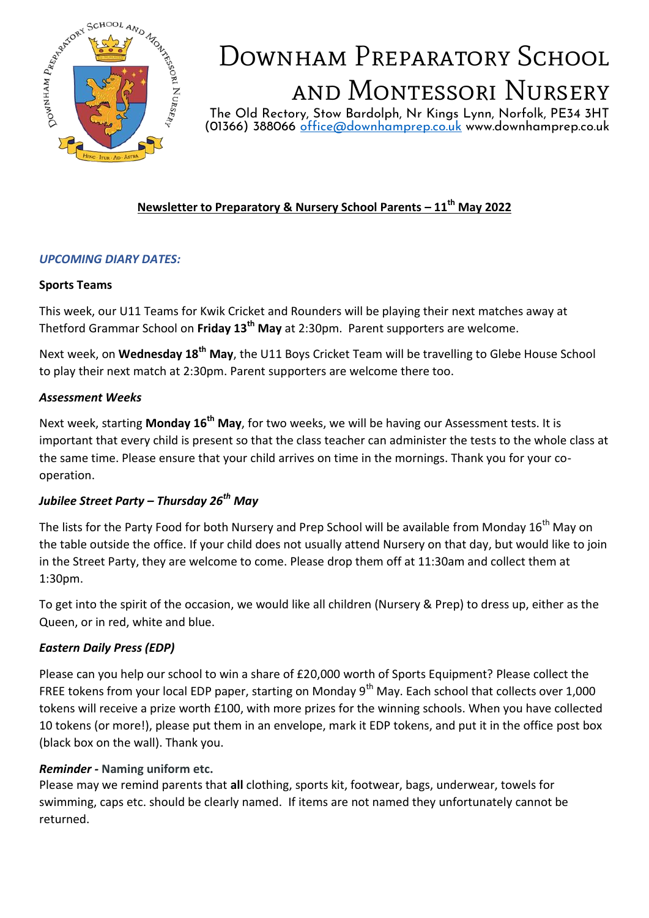# Downham Preparatory School and Montessori Nursery

The Old Rectory, Stow Bardolph, Nr Kings Lynn, Norfolk, PE34 3HT
(01366) 388066 office@downhamprep.co.uk www.downhamprep.co.uk

## Newsletter to Preparatory & Nursery School Parents – 11th May 2022

### *UPCOMING DIARY DATES:*

**Sports Teams**

This week, our U11 Teams for Kwik Cricket and Rounders will be playing their next matches away at Thetford Grammar School on **Friday 13th May** at 2:30pm. Parent supporters are welcome.

Next week, on **Wednesday 18th May**, the U11 Boys Cricket Team will be travelling to Glebe House School to play their next match at 2:30pm. Parent supporters are welcome there too.

***Assessment Weeks***

Next week, starting **Monday 16th May**, for two weeks, we will be having our Assessment tests. It is important that every child is present so that the class teacher can administer the tests to the whole class at the same time. Please ensure that your child arrives on time in the mornings. Thank you for your co-operation.

***Jubilee Street Party – Thursday 26th May***

The lists for the Party Food for both Nursery and Prep School will be available from Monday 16th May on the table outside the office. If your child does not usually attend Nursery on that day, but would like to join in the Street Party, they are welcome to come. Please drop them off at 11:30am and collect them at 1:30pm.

To get into the spirit of the occasion, we would like all children (Nursery & Prep) to dress up, either as the Queen, or in red, white and blue.

***Eastern Daily Press (EDP)***

Please can you help our school to win a share of £20,000 worth of Sports Equipment? Please collect the FREE tokens from your local EDP paper, starting on Monday 9th May. Each school that collects over 1,000 tokens will receive a prize worth £100, with more prizes for the winning schools. When you have collected 10 tokens (or more!), please put them in an envelope, mark it EDP tokens, and put it in the office post box (black box on the wall). Thank you.

***Reminder* - Naming uniform etc.**

Please may we remind parents that **all** clothing, sports kit, footwear, bags, underwear, towels for swimming, caps etc. should be clearly named. If items are not named they unfortunately cannot be returned.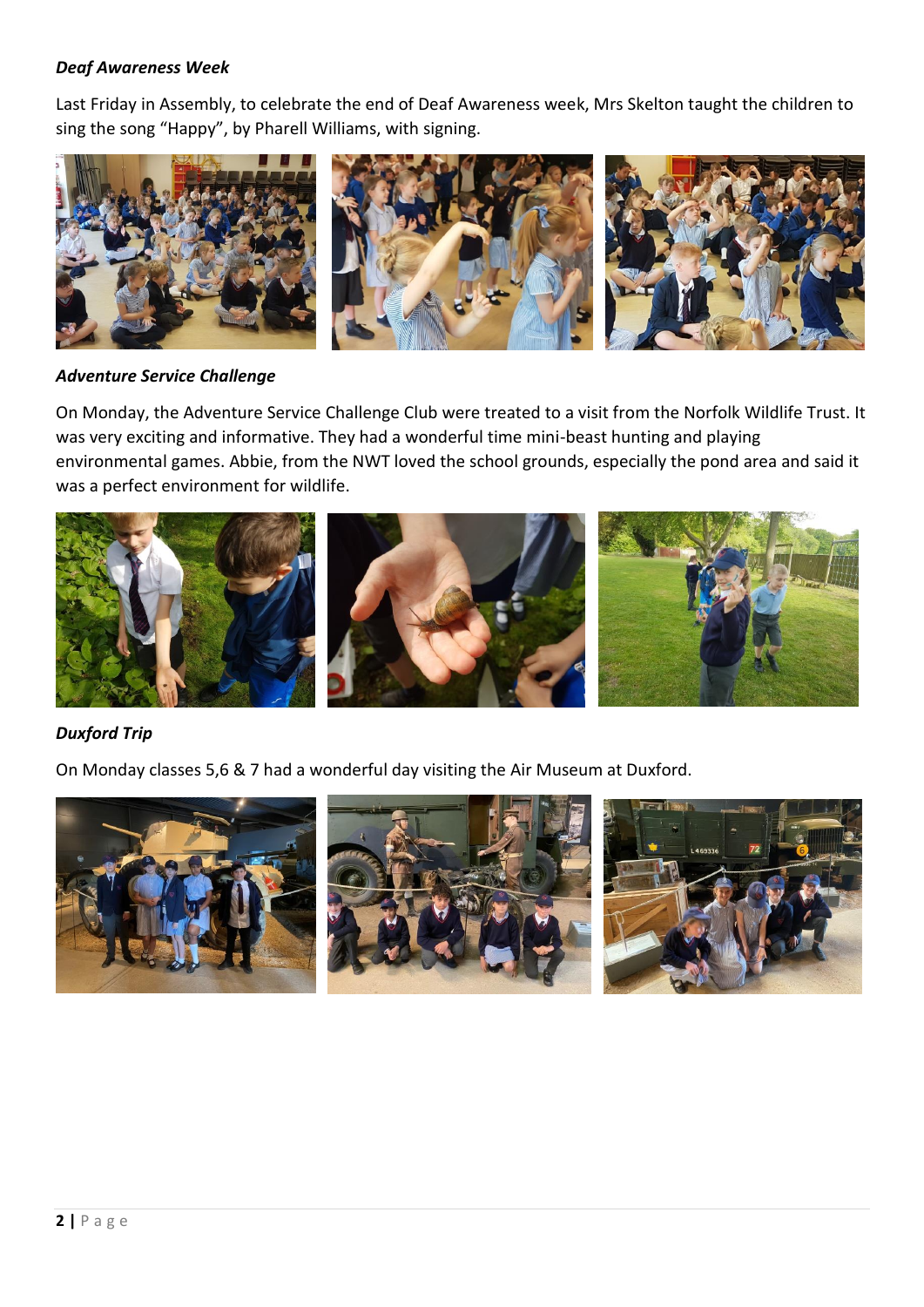***Deaf Awareness Week***

Last Friday in Assembly, to celebrate the end of Deaf Awareness week, Mrs Skelton taught the children to sing the song "Happy", by Pharell Williams, with signing.

***Adventure Service Challenge***

On Monday, the Adventure Service Challenge Club were treated to a visit from the Norfolk Wildlife Trust. It was very exciting and informative. They had a wonderful time mini-beast hunting and playing environmental games. Abbie, from the NWT loved the school grounds, especially the pond area and said it was a perfect environment for wildlife.

***Duxford Trip***

On Monday classes 5,6 & 7 had a wonderful day visiting the Air Museum at Duxford.